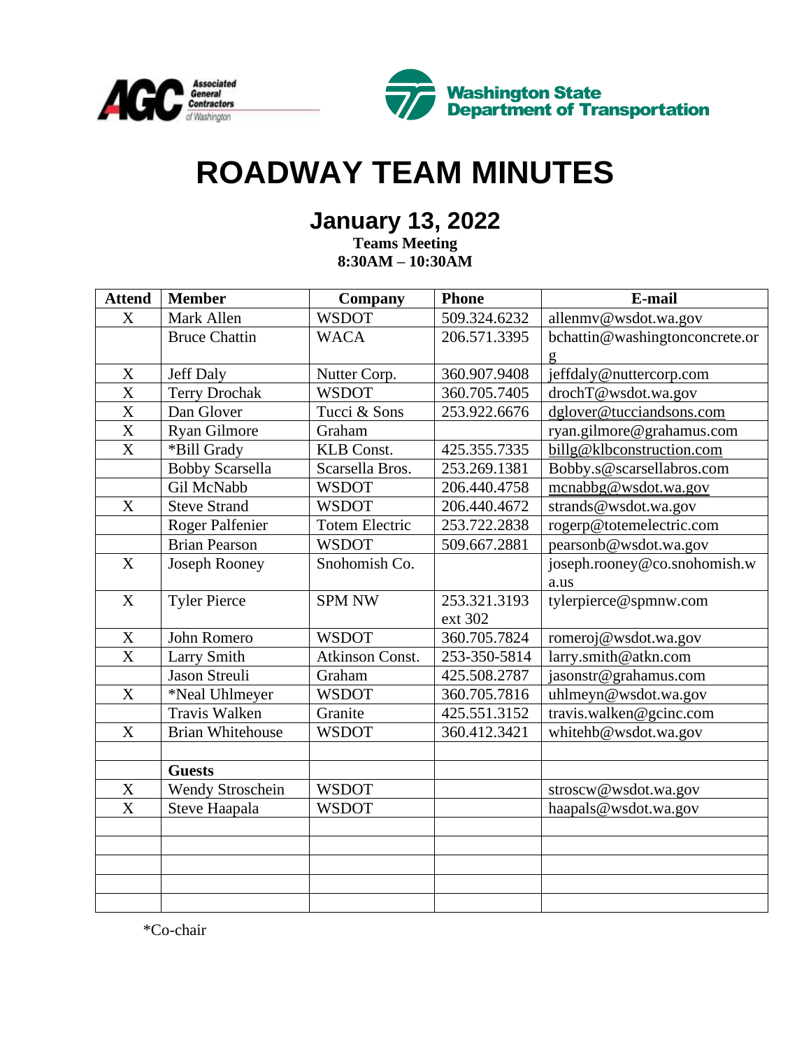Associated General Contractors of Washington

Washington State Department of Transportation

# ROADWAY TEAM MINUTES

## January 13, 2022

**Teams Meeting**
**8:30AM – 10:30AM**

| Attend | Member | Company | Phone | E-mail |
|---|---|---|---|---|
| X | Mark Allen | WSDOT | 509.324.6232 | allenmv@wsdot.wa.gov |
| | Bruce Chattin | WACA | 206.571.3395 | bchattin@washingtonconcrete.org |
| X | Jeff Daly | Nutter Corp. | 360.907.9408 | jeffdaly@nuttercorp.com |
| X | Terry Drochak | WSDOT | 360.705.7405 | drochT@wsdot.wa.gov |
| X | Dan Glover | Tucci & Sons | 253.922.6676 | dglover@tucciandsons.com |
| X | Ryan Gilmore | Graham | | ryan.gilmore@grahamus.com |
| X | *Bill Grady | KLB Const. | 425.355.7335 | billg@klbconstruction.com |
| | Bobby Scarsella | Scarsella Bros. | 253.269.1381 | Bobby.s@scarsellabros.com |
| | Gil McNabb | WSDOT | 206.440.4758 | mcnabbg@wsdot.wa.gov |
| X | Steve Strand | WSDOT | 206.440.4672 | strands@wsdot.wa.gov |
| | Roger Palfenier | Totem Electric | 253.722.2838 | rogerp@totemelectric.com |
| | Brian Pearson | WSDOT | 509.667.2881 | pearsonb@wsdot.wa.gov |
| X | Joseph Rooney | Snohomish Co. | | joseph.rooney@co.snohomish.wa.us |
| X | Tyler Pierce | SPM NW | 253.321.3193 ext 302 | tylerpierce@spmnw.com |
| X | John Romero | WSDOT | 360.705.7824 | romeroj@wsdot.wa.gov |
| X | Larry Smith | Atkinson Const. | 253-350-5814 | larry.smith@atkn.com |
| | Jason Streuli | Graham | 425.508.2787 | jasonstr@grahamus.com |
| X | *Neal Uhlmeyer | WSDOT | 360.705.7816 | uhlmeyn@wsdot.wa.gov |
| | Travis Walken | Granite | 425.551.3152 | travis.walken@gcinc.com |
| X | Brian Whitehouse | WSDOT | 360.412.3421 | whitehb@wsdot.wa.gov |
| | | | | |
| | **Guests** | | | |
| X | Wendy Stroschein | WSDOT | | stroscw@wsdot.wa.gov |
| X | Steve Haapala | WSDOT | | haapals@wsdot.wa.gov |

*Co-chair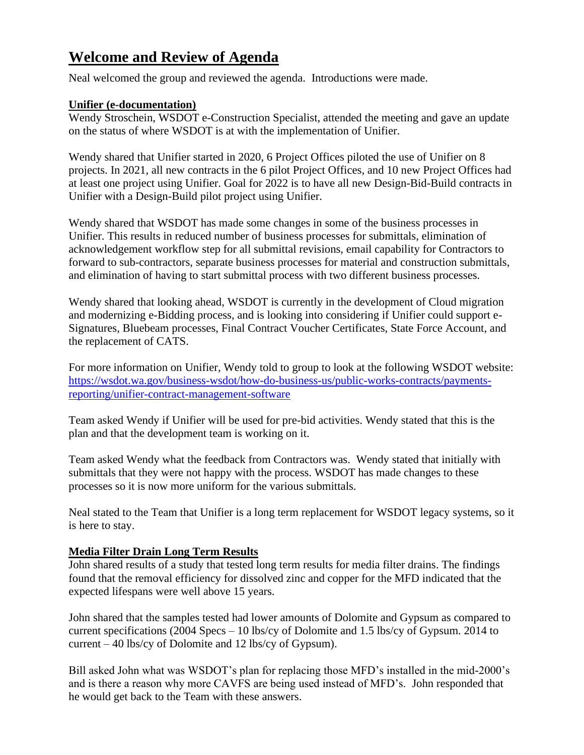## Welcome and Review of Agenda

Neal welcomed the group and reviewed the agenda. Introductions were made.

### Unifier (e-documentation)

Wendy Stroschein, WSDOT e-Construction Specialist, attended the meeting and gave an update on the status of where WSDOT is at with the implementation of Unifier.

Wendy shared that Unifier started in 2020, 6 Project Offices piloted the use of Unifier on 8 projects. In 2021, all new contracts in the 6 pilot Project Offices, and 10 new Project Offices had at least one project using Unifier. Goal for 2022 is to have all new Design-Bid-Build contracts in Unifier with a Design-Build pilot project using Unifier.

Wendy shared that WSDOT has made some changes in some of the business processes in Unifier. This results in reduced number of business processes for submittals, elimination of acknowledgement workflow step for all submittal revisions, email capability for Contractors to forward to sub-contractors, separate business processes for material and construction submittals, and elimination of having to start submittal process with two different business processes.

Wendy shared that looking ahead, WSDOT is currently in the development of Cloud migration and modernizing e-Bidding process, and is looking into considering if Unifier could support e-Signatures, Bluebeam processes, Final Contract Voucher Certificates, State Force Account, and the replacement of CATS.

For more information on Unifier, Wendy told to group to look at the following WSDOT website: [https://wsdot.wa.gov/business-wsdot/how-do-business-us/public-works-contracts/payments-reporting/unifier-contract-management-software](https://wsdot.wa.gov/business-wsdot/how-do-business-us/public-works-contracts/payments-reporting/unifier-contract-management-software)

Team asked Wendy if Unifier will be used for pre-bid activities. Wendy stated that this is the plan and that the development team is working on it.

Team asked Wendy what the feedback from Contractors was. Wendy stated that initially with submittals that they were not happy with the process. WSDOT has made changes to these processes so it is now more uniform for the various submittals.

Neal stated to the Team that Unifier is a long term replacement for WSDOT legacy systems, so it is here to stay.

### Media Filter Drain Long Term Results

John shared results of a study that tested long term results for media filter drains. The findings found that the removal efficiency for dissolved zinc and copper for the MFD indicated that the expected lifespans were well above 15 years.

John shared that the samples tested had lower amounts of Dolomite and Gypsum as compared to current specifications (2004 Specs – 10 lbs/cy of Dolomite and 1.5 lbs/cy of Gypsum. 2014 to current – 40 lbs/cy of Dolomite and 12 lbs/cy of Gypsum).

Bill asked John what was WSDOT's plan for replacing those MFD's installed in the mid-2000's and is there a reason why more CAVFS are being used instead of MFD's. John responded that he would get back to the Team with these answers.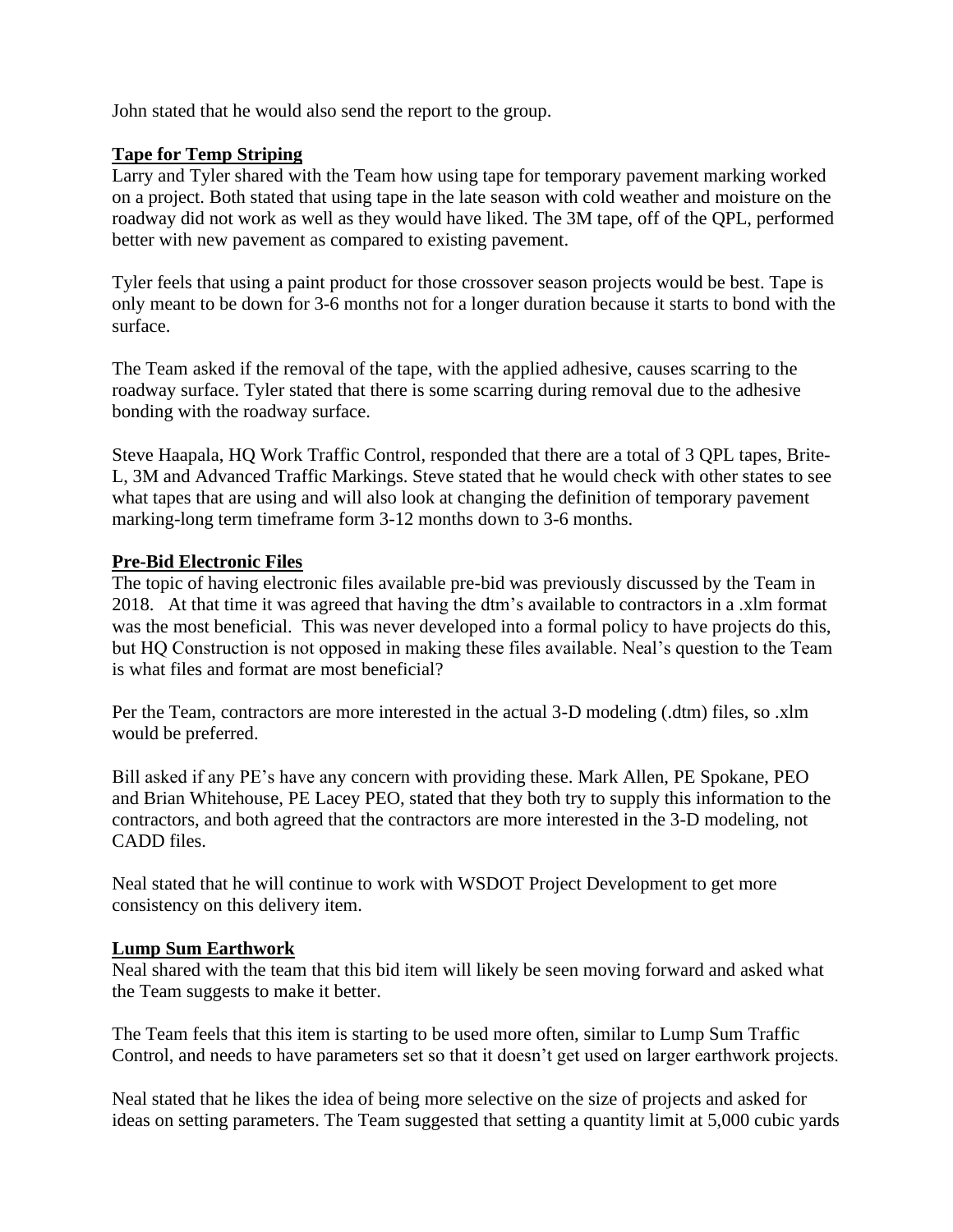John stated that he would also send the report to the group.

**Tape for Temp Striping**

Larry and Tyler shared with the Team how using tape for temporary pavement marking worked on a project. Both stated that using tape in the late season with cold weather and moisture on the roadway did not work as well as they would have liked. The 3M tape, off of the QPL, performed better with new pavement as compared to existing pavement.

Tyler feels that using a paint product for those crossover season projects would be best. Tape is only meant to be down for 3-6 months not for a longer duration because it starts to bond with the surface.

The Team asked if the removal of the tape, with the applied adhesive, causes scarring to the roadway surface. Tyler stated that there is some scarring during removal due to the adhesive bonding with the roadway surface.

Steve Haapala, HQ Work Traffic Control, responded that there are a total of 3 QPL tapes, Brite-L, 3M and Advanced Traffic Markings. Steve stated that he would check with other states to see what tapes that are using and will also look at changing the definition of temporary pavement marking-long term timeframe form 3-12 months down to 3-6 months.

**Pre-Bid Electronic Files**

The topic of having electronic files available pre-bid was previously discussed by the Team in 2018. At that time it was agreed that having the dtm's available to contractors in a .xlm format was the most beneficial. This was never developed into a formal policy to have projects do this, but HQ Construction is not opposed in making these files available. Neal's question to the Team is what files and format are most beneficial?

Per the Team, contractors are more interested in the actual 3-D modeling (.dtm) files, so .xlm would be preferred.

Bill asked if any PE's have any concern with providing these. Mark Allen, PE Spokane, PEO and Brian Whitehouse, PE Lacey PEO, stated that they both try to supply this information to the contractors, and both agreed that the contractors are more interested in the 3-D modeling, not CADD files.

Neal stated that he will continue to work with WSDOT Project Development to get more consistency on this delivery item.

**Lump Sum Earthwork**

Neal shared with the team that this bid item will likely be seen moving forward and asked what the Team suggests to make it better.

The Team feels that this item is starting to be used more often, similar to Lump Sum Traffic Control, and needs to have parameters set so that it doesn't get used on larger earthwork projects.

Neal stated that he likes the idea of being more selective on the size of projects and asked for ideas on setting parameters. The Team suggested that setting a quantity limit at 5,000 cubic yards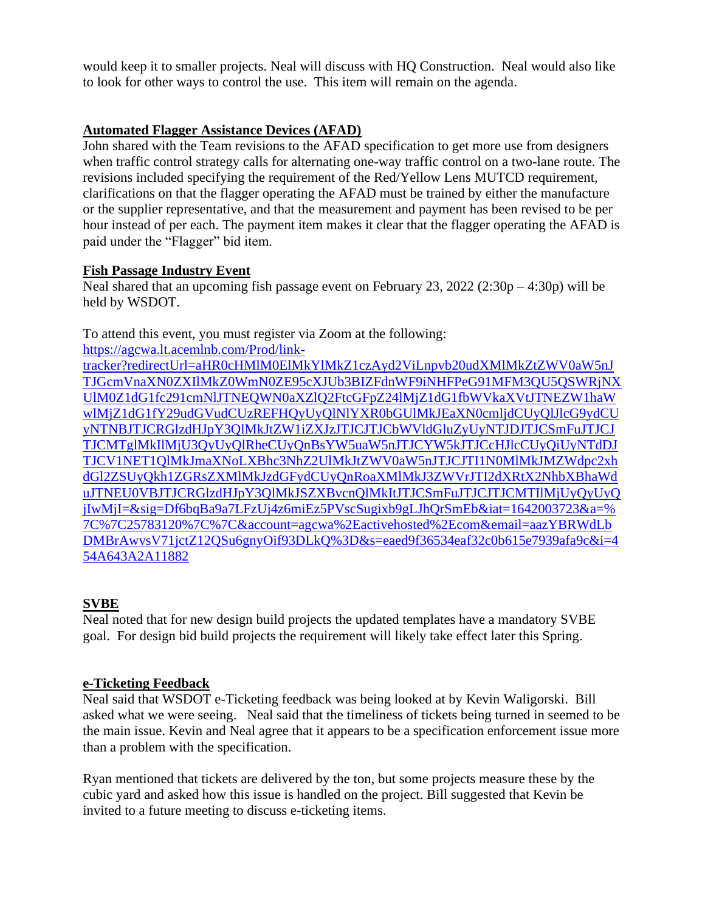would keep it to smaller projects. Neal will discuss with HQ Construction. Neal would also like to look for other ways to control the use. This item will remain on the agenda.

**Automated Flagger Assistance Devices (AFAD)**

John shared with the Team revisions to the AFAD specification to get more use from designers when traffic control strategy calls for alternating one-way traffic control on a two-lane route. The revisions included specifying the requirement of the Red/Yellow Lens MUTCD requirement, clarifications on that the flagger operating the AFAD must be trained by either the manufacture or the supplier representative, and that the measurement and payment has been revised to be per hour instead of per each. The payment item makes it clear that the flagger operating the AFAD is paid under the "Flagger" bid item.

**Fish Passage Industry Event**

Neal shared that an upcoming fish passage event on February 23, 2022 (2:30p – 4:30p) will be held by WSDOT.

To attend this event, you must register via Zoom at the following:
https://agcwa.lt.acemlnb.com/Prod/link-tracker?redirectUrl=aHR0cHMlM0ElMkYlMkZ1czAyd2ViLnpvb20udXMlMkZtZWV0aW5nJTJGcmVnaXN0ZXIlMkZ0WmN0ZE95cXJUb3BIZFdnWF9iNHFPeG91MFM3QU5QSWRjNXUlM0Z1dG1fc291cmNlJTNEQWN0aXZlQ2FtcGFpZ24lMjZ1dG1fbWVkaXVtJTNEZW1haWwlMjZ1dG1fY29udGVudCUzREFHQyUyQlNlYXR0bGUlMkJEaXN0cmljdCUyQlJlcG9ydCUyNTNBJTJCRGlzdHJpY3QlMkJtZW1iZXJzJTJCJTJCbWVldGluZyUyNTJDJTJCSmFuJTJCJTJCMTglMkIlMjU3QyUyQlRheCUyQnBsYW5uaW5nJTJCYW5kJTJCcHJlcCUyQiUyNTdDJTJCV1NET1QlMkJmaXNoLXBhc3NhZ2UlMkJtZWV0aW5nJTJCJTI1N0MlMkJMZWdpc2xhdGl2ZSUyQkh1ZGRsZXMlMkJzdGFydCUyQnRoaXMlMkJ3ZWVrJTI2dXRtX2NhbXBhaWduJTNEU0VBJTJCRGlzdHJpY3QlMkJSZXBvcnQlMkItJTJCSmFuJTJCJTJCMTIlMjUyQyUyQjIwMjI=&sig=Df6bqBa9a7LFzUj4z6miEz5PVscSugixb9gLJhQrSmEb&iat=1642003723&a=%7C%7C25783120%7C%7C&account=agcwa%2Eactivehosted%2Ecom&email=aazYBRWdLbDMBrAwvsV71jctZ12QSu6gnyOif93DLkQ%3D&s=eaed9f36534eaf32c0b615e7939afa9c&i=454A643A2A11882

**SVBE**

Neal noted that for new design build projects the updated templates have a mandatory SVBE goal. For design bid build projects the requirement will likely take effect later this Spring.

**e-Ticketing Feedback**

Neal said that WSDOT e-Ticketing feedback was being looked at by Kevin Waligorski. Bill asked what we were seeing. Neal said that the timeliness of tickets being turned in seemed to be the main issue. Kevin and Neal agree that it appears to be a specification enforcement issue more than a problem with the specification.

Ryan mentioned that tickets are delivered by the ton, but some projects measure these by the cubic yard and asked how this issue is handled on the project. Bill suggested that Kevin be invited to a future meeting to discuss e-ticketing items.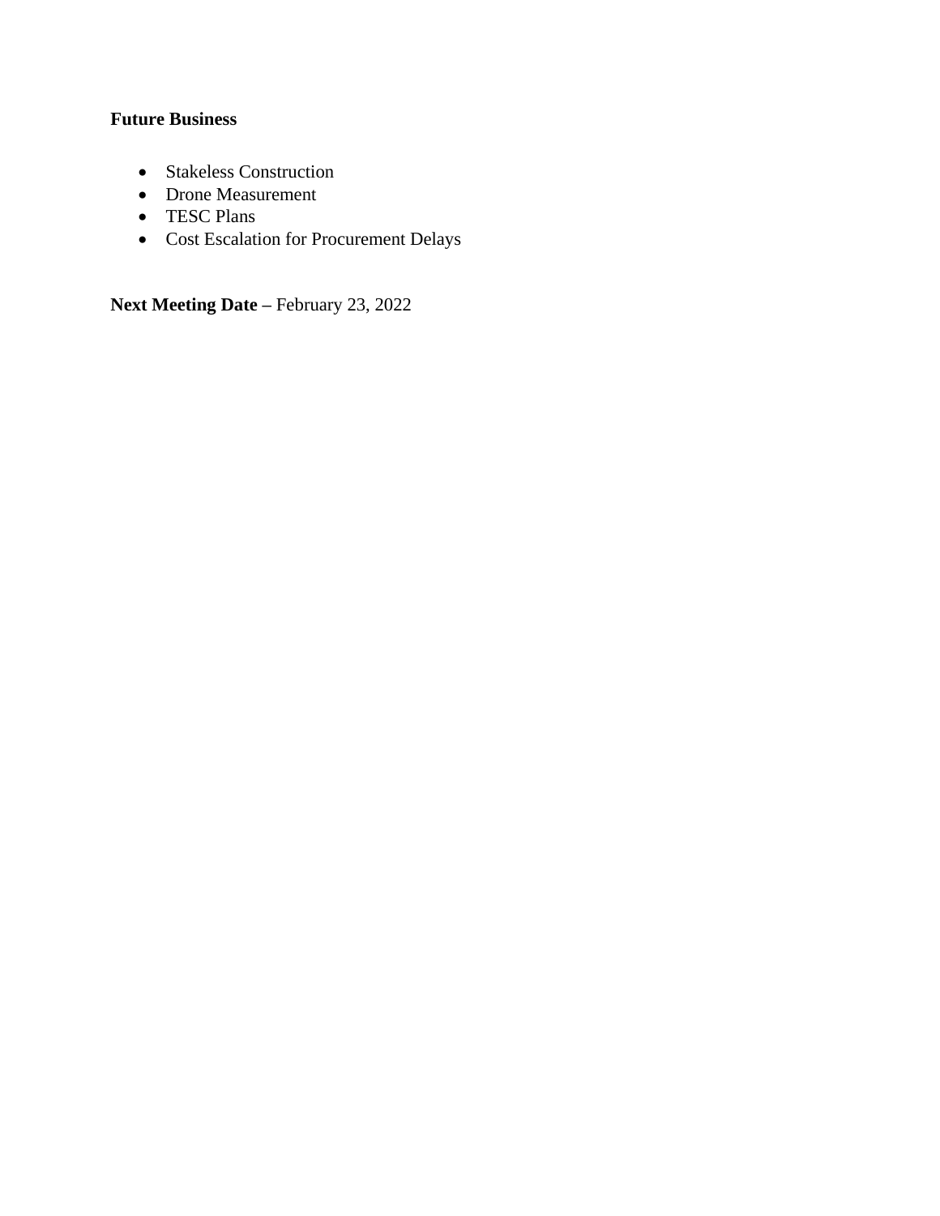**Future Business**

- Stakeless Construction
- Drone Measurement
- TESC Plans
- Cost Escalation for Procurement Delays

**Next Meeting Date –** February 23, 2022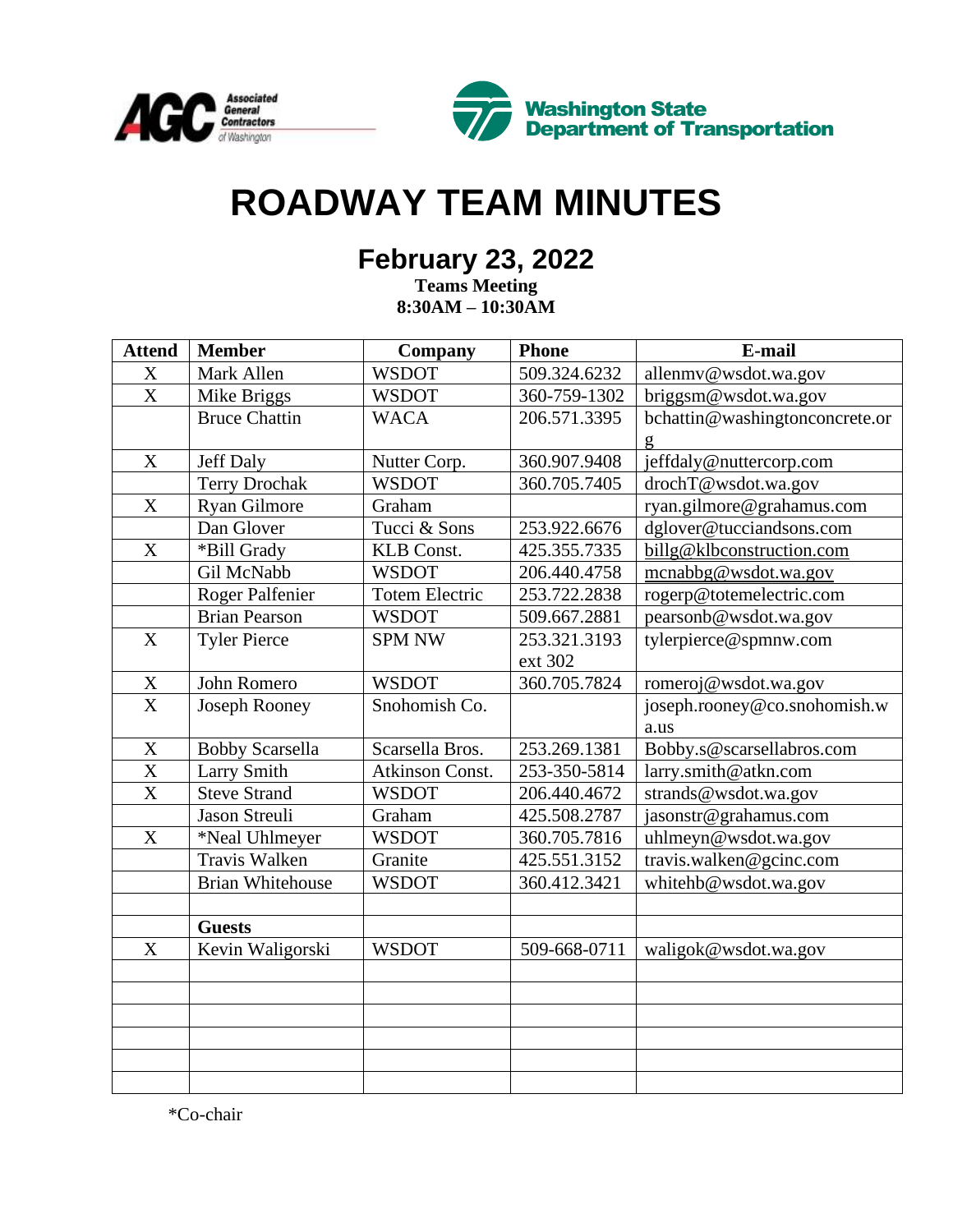# ROADWAY TEAM MINUTES

## February 23, 2022

**Teams Meeting**
**8:30AM – 10:30AM**

| Attend | Member | Company | Phone | E-mail |
|---|---|---|---|---|
| X | Mark Allen | WSDOT | 509.324.6232 | allenmv@wsdot.wa.gov |
| X | Mike Briggs | WSDOT | 360-759-1302 | briggsm@wsdot.wa.gov |
| | Bruce Chattin | WACA | 206.571.3395 | bchattin@washingtonconcrete.org |
| X | Jeff Daly | Nutter Corp. | 360.907.9408 | jeffdaly@nuttercorp.com |
| | Terry Drochak | WSDOT | 360.705.7405 | drochT@wsdot.wa.gov |
| X | Ryan Gilmore | Graham | | ryan.gilmore@grahamus.com |
| | Dan Glover | Tucci & Sons | 253.922.6676 | dglover@tucciandsons.com |
| X | *Bill Grady | KLB Const. | 425.355.7335 | billg@klbconstruction.com |
| | Gil McNabb | WSDOT | 206.440.4758 | mcnabbg@wsdot.wa.gov |
| | Roger Palfenier | Totem Electric | 253.722.2838 | rogerp@totemelectric.com |
| | Brian Pearson | WSDOT | 509.667.2881 | pearsonb@wsdot.wa.gov |
| X | Tyler Pierce | SPM NW | 253.321.3193 ext 302 | tylerpierce@spmnw.com |
| X | John Romero | WSDOT | 360.705.7824 | romeroj@wsdot.wa.gov |
| X | Joseph Rooney | Snohomish Co. | | joseph.rooney@co.snohomish.wa.us |
| X | Bobby Scarsella | Scarsella Bros. | 253.269.1381 | Bobby.s@scarsellabros.com |
| X | Larry Smith | Atkinson Const. | 253-350-5814 | larry.smith@atkn.com |
| X | Steve Strand | WSDOT | 206.440.4672 | strands@wsdot.wa.gov |
| | Jason Streuli | Graham | 425.508.2787 | jasonstr@grahamus.com |
| X | *Neal Uhlmeyer | WSDOT | 360.705.7816 | uhlmeyn@wsdot.wa.gov |
| | Travis Walken | Granite | 425.551.3152 | travis.walken@gcinc.com |
| | Brian Whitehouse | WSDOT | 360.412.3421 | whitehb@wsdot.wa.gov |
| | | | | |
| | **Guests** | | | |
| X | Kevin Waligorski | WSDOT | 509-668-0711 | waligok@wsdot.wa.gov |
| | | | | |
| | | | | |
| | | | | |
| | | | | |
| | | | | |
| | | | | |

*Co-chair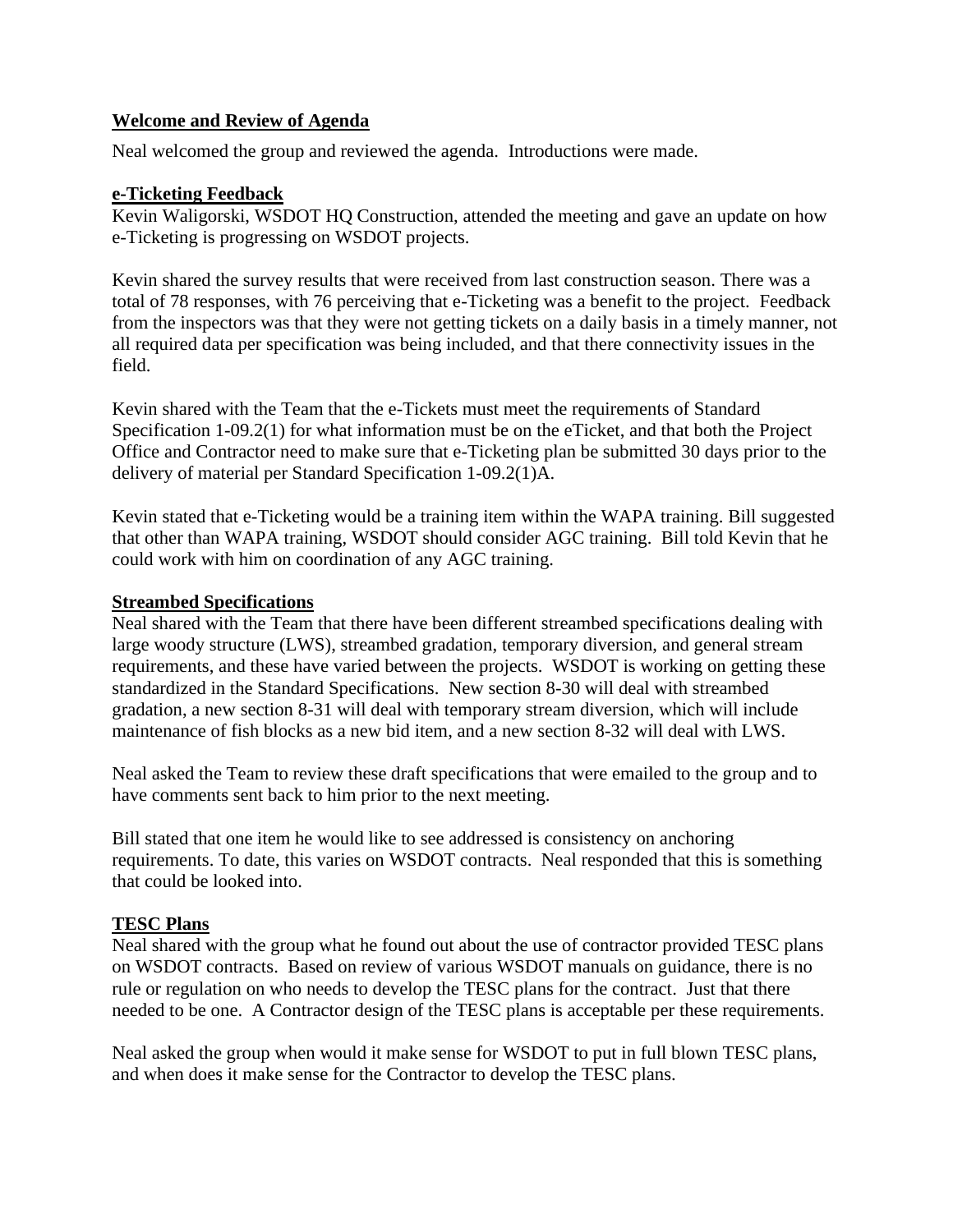**Welcome and Review of Agenda**

Neal welcomed the group and reviewed the agenda. Introductions were made.

**e-Ticketing Feedback**

Kevin Waligorski, WSDOT HQ Construction, attended the meeting and gave an update on how e-Ticketing is progressing on WSDOT projects.

Kevin shared the survey results that were received from last construction season. There was a total of 78 responses, with 76 perceiving that e-Ticketing was a benefit to the project. Feedback from the inspectors was that they were not getting tickets on a daily basis in a timely manner, not all required data per specification was being included, and that there connectivity issues in the field.

Kevin shared with the Team that the e-Tickets must meet the requirements of Standard Specification 1-09.2(1) for what information must be on the eTicket, and that both the Project Office and Contractor need to make sure that e-Ticketing plan be submitted 30 days prior to the delivery of material per Standard Specification 1-09.2(1)A.

Kevin stated that e-Ticketing would be a training item within the WAPA training. Bill suggested that other than WAPA training, WSDOT should consider AGC training. Bill told Kevin that he could work with him on coordination of any AGC training.

**Streambed Specifications**

Neal shared with the Team that there have been different streambed specifications dealing with large woody structure (LWS), streambed gradation, temporary diversion, and general stream requirements, and these have varied between the projects. WSDOT is working on getting these standardized in the Standard Specifications. New section 8-30 will deal with streambed gradation, a new section 8-31 will deal with temporary stream diversion, which will include maintenance of fish blocks as a new bid item, and a new section 8-32 will deal with LWS.

Neal asked the Team to review these draft specifications that were emailed to the group and to have comments sent back to him prior to the next meeting.

Bill stated that one item he would like to see addressed is consistency on anchoring requirements. To date, this varies on WSDOT contracts. Neal responded that this is something that could be looked into.

**TESC Plans**

Neal shared with the group what he found out about the use of contractor provided TESC plans on WSDOT contracts. Based on review of various WSDOT manuals on guidance, there is no rule or regulation on who needs to develop the TESC plans for the contract. Just that there needed to be one. A Contractor design of the TESC plans is acceptable per these requirements.

Neal asked the group when would it make sense for WSDOT to put in full blown TESC plans, and when does it make sense for the Contractor to develop the TESC plans.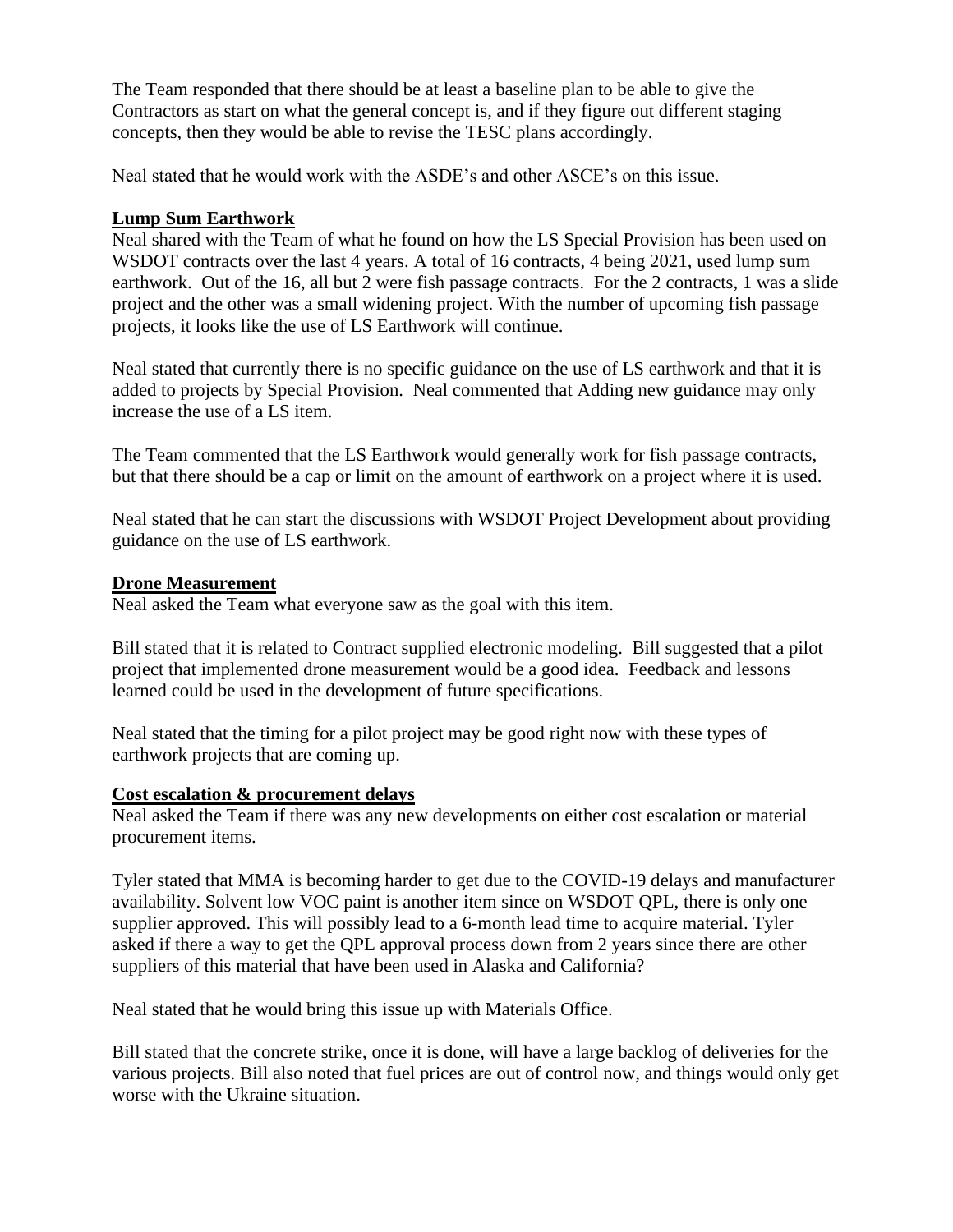The Team responded that there should be at least a baseline plan to be able to give the Contractors as start on what the general concept is, and if they figure out different staging concepts, then they would be able to revise the TESC plans accordingly.

Neal stated that he would work with the ASDE's and other ASCE's on this issue.

**Lump Sum Earthwork**

Neal shared with the Team of what he found on how the LS Special Provision has been used on WSDOT contracts over the last 4 years. A total of 16 contracts, 4 being 2021, used lump sum earthwork. Out of the 16, all but 2 were fish passage contracts. For the 2 contracts, 1 was a slide project and the other was a small widening project. With the number of upcoming fish passage projects, it looks like the use of LS Earthwork will continue.

Neal stated that currently there is no specific guidance on the use of LS earthwork and that it is added to projects by Special Provision. Neal commented that Adding new guidance may only increase the use of a LS item.

The Team commented that the LS Earthwork would generally work for fish passage contracts, but that there should be a cap or limit on the amount of earthwork on a project where it is used.

Neal stated that he can start the discussions with WSDOT Project Development about providing guidance on the use of LS earthwork.

**Drone Measurement**

Neal asked the Team what everyone saw as the goal with this item.

Bill stated that it is related to Contract supplied electronic modeling. Bill suggested that a pilot project that implemented drone measurement would be a good idea. Feedback and lessons learned could be used in the development of future specifications.

Neal stated that the timing for a pilot project may be good right now with these types of earthwork projects that are coming up.

**Cost escalation & procurement delays**

Neal asked the Team if there was any new developments on either cost escalation or material procurement items.

Tyler stated that MMA is becoming harder to get due to the COVID-19 delays and manufacturer availability. Solvent low VOC paint is another item since on WSDOT QPL, there is only one supplier approved. This will possibly lead to a 6-month lead time to acquire material. Tyler asked if there a way to get the QPL approval process down from 2 years since there are other suppliers of this material that have been used in Alaska and California?

Neal stated that he would bring this issue up with Materials Office.

Bill stated that the concrete strike, once it is done, will have a large backlog of deliveries for the various projects. Bill also noted that fuel prices are out of control now, and things would only get worse with the Ukraine situation.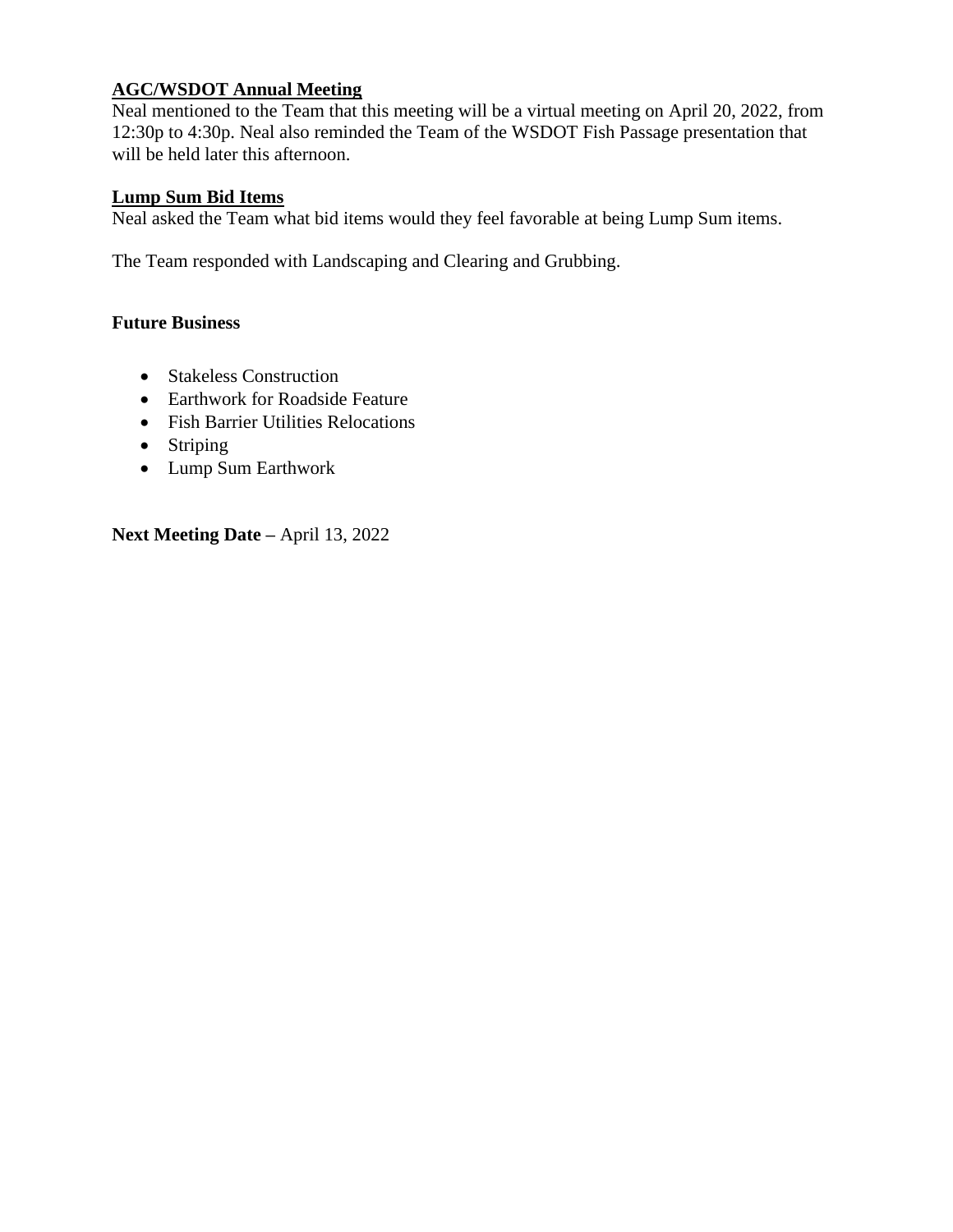**<u>AGC/WSDOT Annual Meeting</u>**
Neal mentioned to the Team that this meeting will be a virtual meeting on April 20, 2022, from 12:30p to 4:30p. Neal also reminded the Team of the WSDOT Fish Passage presentation that will be held later this afternoon.

**<u>Lump Sum Bid Items</u>**
Neal asked the Team what bid items would they feel favorable at being Lump Sum items.

The Team responded with Landscaping and Clearing and Grubbing.

**Future Business**

- Stakeless Construction
- Earthwork for Roadside Feature
- Fish Barrier Utilities Relocations
- Striping
- Lump Sum Earthwork

**Next Meeting Date –** April 13, 2022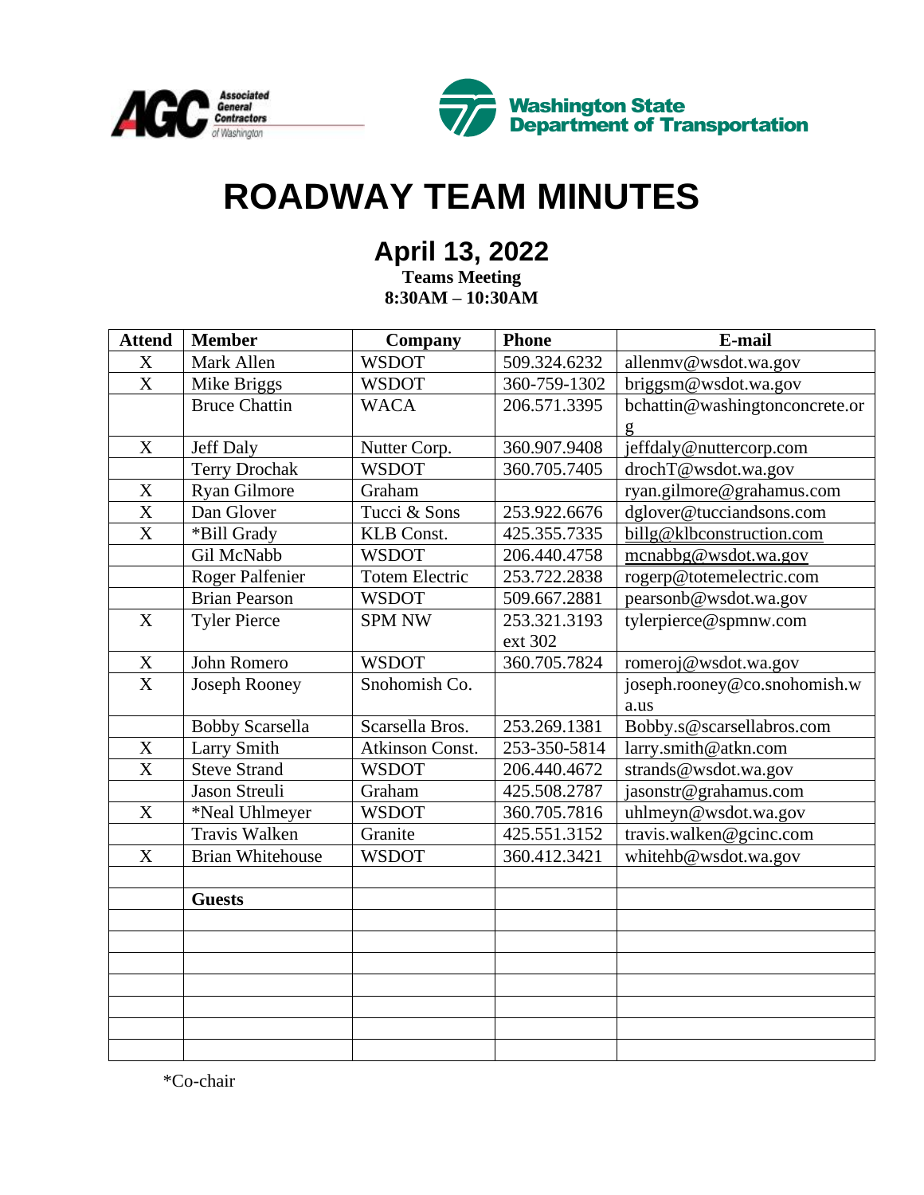# ROADWAY TEAM MINUTES

## April 13, 2022

**Teams Meeting**
**8:30AM – 10:30AM**

| Attend | Member | Company | Phone | E-mail |
|---|---|---|---|---|
| X | Mark Allen | WSDOT | 509.324.6232 | allenmv@wsdot.wa.gov |
| X | Mike Briggs | WSDOT | 360-759-1302 | briggsm@wsdot.wa.gov |
| | Bruce Chattin | WACA | 206.571.3395 | bchattin@washingtonconcrete.org |
| X | Jeff Daly | Nutter Corp. | 360.907.9408 | jeffdaly@nuttercorp.com |
| | Terry Drochak | WSDOT | 360.705.7405 | drochT@wsdot.wa.gov |
| X | Ryan Gilmore | Graham | | ryan.gilmore@grahamus.com |
| X | Dan Glover | Tucci & Sons | 253.922.6676 | dglover@tucciandsons.com |
| X | *Bill Grady | KLB Const. | 425.355.7335 | billg@klbconstruction.com |
| | Gil McNabb | WSDOT | 206.440.4758 | mcnabbg@wsdot.wa.gov |
| | Roger Palfenier | Totem Electric | 253.722.2838 | rogerp@totemelectric.com |
| | Brian Pearson | WSDOT | 509.667.2881 | pearsonb@wsdot.wa.gov |
| X | Tyler Pierce | SPM NW | 253.321.3193 ext 302 | tylerpierce@spmnw.com |
| X | John Romero | WSDOT | 360.705.7824 | romeroj@wsdot.wa.gov |
| X | Joseph Rooney | Snohomish Co. | | joseph.rooney@co.snohomish.wa.us |
| | Bobby Scarsella | Scarsella Bros. | 253.269.1381 | Bobby.s@scarsellabros.com |
| X | Larry Smith | Atkinson Const. | 253-350-5814 | larry.smith@atkn.com |
| X | Steve Strand | WSDOT | 206.440.4672 | strands@wsdot.wa.gov |
| | Jason Streuli | Graham | 425.508.2787 | jasonstr@grahamus.com |
| X | *Neal Uhlmeyer | WSDOT | 360.705.7816 | uhlmeyn@wsdot.wa.gov |
| | Travis Walken | Granite | 425.551.3152 | travis.walken@gcinc.com |
| X | Brian Whitehouse | WSDOT | 360.412.3421 | whitehb@wsdot.wa.gov |
| | | | | |
| | **Guests** | | | |
| | | | | |
| | | | | |
| | | | | |
| | | | | |
| | | | | |
| | | | | |
| | | | | |

*Co-chair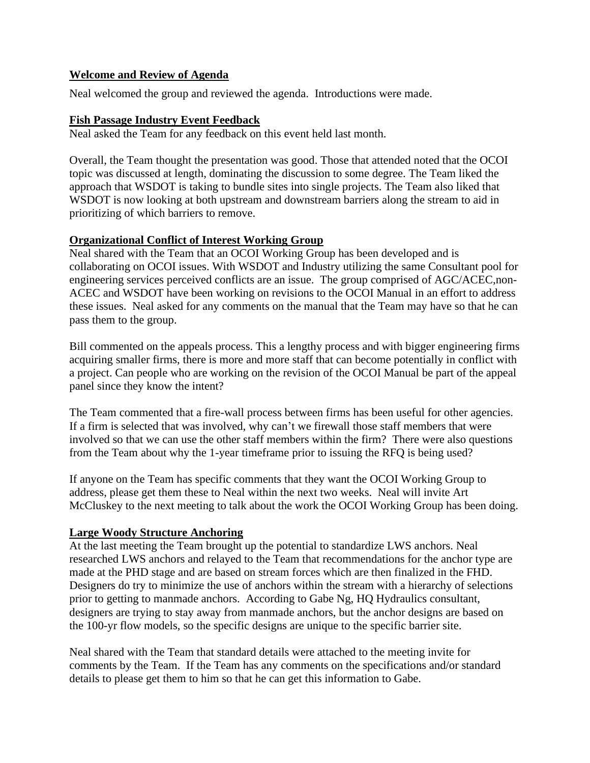## Welcome and Review of Agenda

Neal welcomed the group and reviewed the agenda. Introductions were made.

## Fish Passage Industry Event Feedback

Neal asked the Team for any feedback on this event held last month.

Overall, the Team thought the presentation was good. Those that attended noted that the OCOI topic was discussed at length, dominating the discussion to some degree. The Team liked the approach that WSDOT is taking to bundle sites into single projects. The Team also liked that WSDOT is now looking at both upstream and downstream barriers along the stream to aid in prioritizing of which barriers to remove.

## Organizational Conflict of Interest Working Group

Neal shared with the Team that an OCOI Working Group has been developed and is collaborating on OCOI issues. With WSDOT and Industry utilizing the same Consultant pool for engineering services perceived conflicts are an issue. The group comprised of AGC/ACEC,non-ACEC and WSDOT have been working on revisions to the OCOI Manual in an effort to address these issues. Neal asked for any comments on the manual that the Team may have so that he can pass them to the group.

Bill commented on the appeals process. This a lengthy process and with bigger engineering firms acquiring smaller firms, there is more and more staff that can become potentially in conflict with a project. Can people who are working on the revision of the OCOI Manual be part of the appeal panel since they know the intent?

The Team commented that a fire-wall process between firms has been useful for other agencies. If a firm is selected that was involved, why can't we firewall those staff members that were involved so that we can use the other staff members within the firm? There were also questions from the Team about why the 1-year timeframe prior to issuing the RFQ is being used?

If anyone on the Team has specific comments that they want the OCOI Working Group to address, please get them these to Neal within the next two weeks. Neal will invite Art McCluskey to the next meeting to talk about the work the OCOI Working Group has been doing.

## Large Woody Structure Anchoring

At the last meeting the Team brought up the potential to standardize LWS anchors. Neal researched LWS anchors and relayed to the Team that recommendations for the anchor type are made at the PHD stage and are based on stream forces which are then finalized in the FHD. Designers do try to minimize the use of anchors within the stream with a hierarchy of selections prior to getting to manmade anchors. According to Gabe Ng, HQ Hydraulics consultant, designers are trying to stay away from manmade anchors, but the anchor designs are based on the 100-yr flow models, so the specific designs are unique to the specific barrier site.

Neal shared with the Team that standard details were attached to the meeting invite for comments by the Team. If the Team has any comments on the specifications and/or standard details to please get them to him so that he can get this information to Gabe.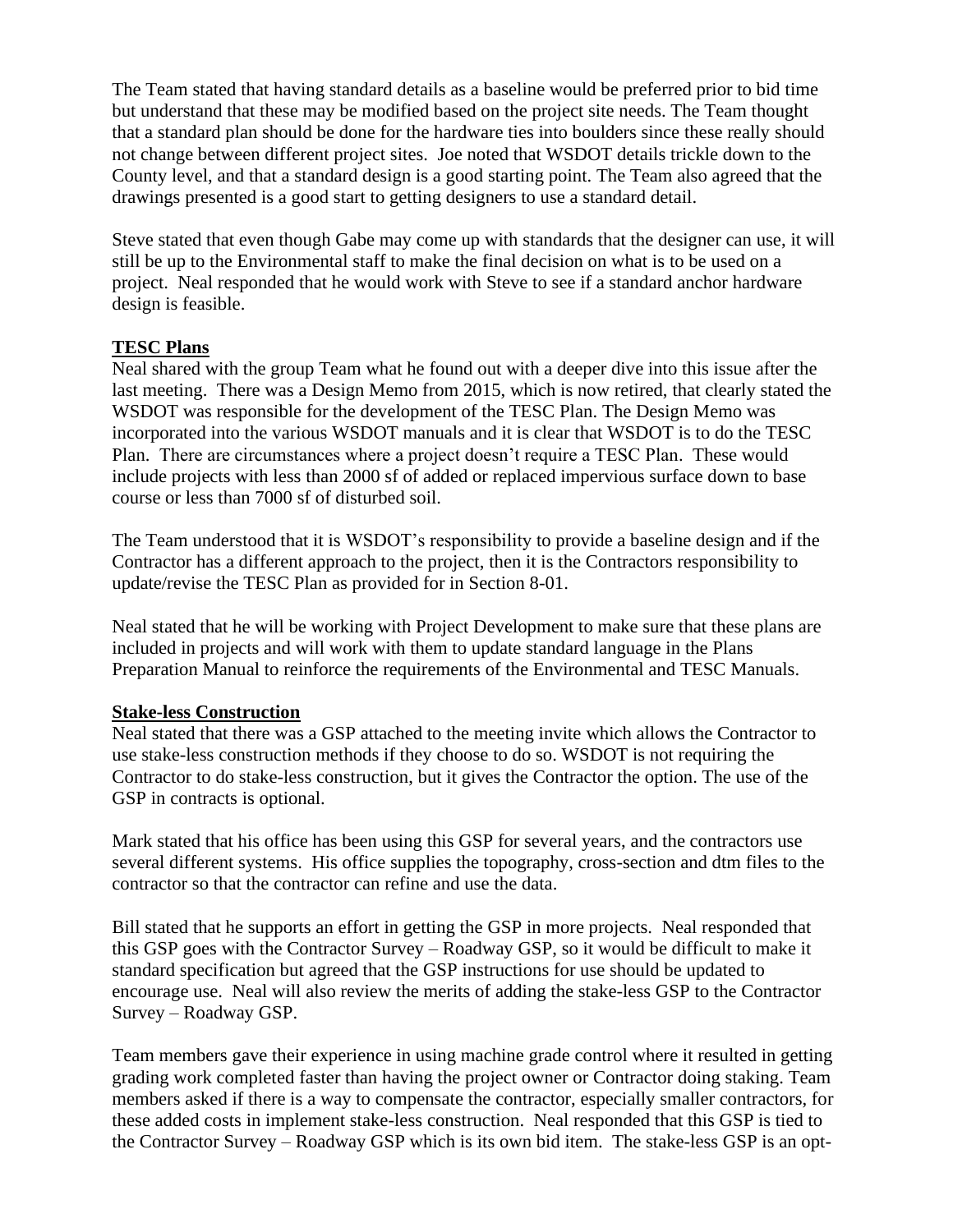The Team stated that having standard details as a baseline would be preferred prior to bid time but understand that these may be modified based on the project site needs. The Team thought that a standard plan should be done for the hardware ties into boulders since these really should not change between different project sites. Joe noted that WSDOT details trickle down to the County level, and that a standard design is a good starting point. The Team also agreed that the drawings presented is a good start to getting designers to use a standard detail.

Steve stated that even though Gabe may come up with standards that the designer can use, it will still be up to the Environmental staff to make the final decision on what is to be used on a project. Neal responded that he would work with Steve to see if a standard anchor hardware design is feasible.

**TESC Plans**

Neal shared with the group Team what he found out with a deeper dive into this issue after the last meeting. There was a Design Memo from 2015, which is now retired, that clearly stated the WSDOT was responsible for the development of the TESC Plan. The Design Memo was incorporated into the various WSDOT manuals and it is clear that WSDOT is to do the TESC Plan. There are circumstances where a project doesn't require a TESC Plan. These would include projects with less than 2000 sf of added or replaced impervious surface down to base course or less than 7000 sf of disturbed soil.

The Team understood that it is WSDOT's responsibility to provide a baseline design and if the Contractor has a different approach to the project, then it is the Contractors responsibility to update/revise the TESC Plan as provided for in Section 8-01.

Neal stated that he will be working with Project Development to make sure that these plans are included in projects and will work with them to update standard language in the Plans Preparation Manual to reinforce the requirements of the Environmental and TESC Manuals.

**Stake-less Construction**

Neal stated that there was a GSP attached to the meeting invite which allows the Contractor to use stake-less construction methods if they choose to do so. WSDOT is not requiring the Contractor to do stake-less construction, but it gives the Contractor the option. The use of the GSP in contracts is optional.

Mark stated that his office has been using this GSP for several years, and the contractors use several different systems. His office supplies the topography, cross-section and dtm files to the contractor so that the contractor can refine and use the data.

Bill stated that he supports an effort in getting the GSP in more projects. Neal responded that this GSP goes with the Contractor Survey – Roadway GSP, so it would be difficult to make it standard specification but agreed that the GSP instructions for use should be updated to encourage use. Neal will also review the merits of adding the stake-less GSP to the Contractor Survey – Roadway GSP.

Team members gave their experience in using machine grade control where it resulted in getting grading work completed faster than having the project owner or Contractor doing staking. Team members asked if there is a way to compensate the contractor, especially smaller contractors, for these added costs in implement stake-less construction. Neal responded that this GSP is tied to the Contractor Survey – Roadway GSP which is its own bid item. The stake-less GSP is an opt-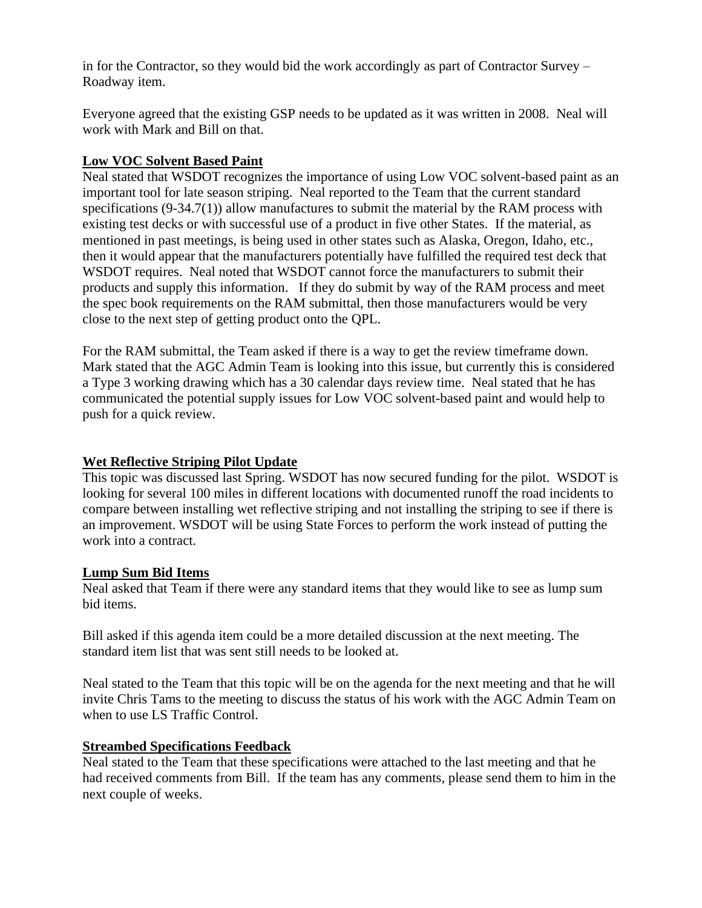in for the Contractor, so they would bid the work accordingly as part of Contractor Survey – Roadway item.

Everyone agreed that the existing GSP needs to be updated as it was written in 2008. Neal will work with Mark and Bill on that.

**Low VOC Solvent Based Paint**

Neal stated that WSDOT recognizes the importance of using Low VOC solvent-based paint as an important tool for late season striping. Neal reported to the Team that the current standard specifications (9-34.7(1)) allow manufactures to submit the material by the RAM process with existing test decks or with successful use of a product in five other States. If the material, as mentioned in past meetings, is being used in other states such as Alaska, Oregon, Idaho, etc., then it would appear that the manufacturers potentially have fulfilled the required test deck that WSDOT requires. Neal noted that WSDOT cannot force the manufacturers to submit their products and supply this information. If they do submit by way of the RAM process and meet the spec book requirements on the RAM submittal, then those manufacturers would be very close to the next step of getting product onto the QPL.

For the RAM submittal, the Team asked if there is a way to get the review timeframe down. Mark stated that the AGC Admin Team is looking into this issue, but currently this is considered a Type 3 working drawing which has a 30 calendar days review time. Neal stated that he has communicated the potential supply issues for Low VOC solvent-based paint and would help to push for a quick review.

**Wet Reflective Striping Pilot Update**

This topic was discussed last Spring. WSDOT has now secured funding for the pilot. WSDOT is looking for several 100 miles in different locations with documented runoff the road incidents to compare between installing wet reflective striping and not installing the striping to see if there is an improvement. WSDOT will be using State Forces to perform the work instead of putting the work into a contract.

**Lump Sum Bid Items**

Neal asked that Team if there were any standard items that they would like to see as lump sum bid items.

Bill asked if this agenda item could be a more detailed discussion at the next meeting. The standard item list that was sent still needs to be looked at.

Neal stated to the Team that this topic will be on the agenda for the next meeting and that he will invite Chris Tams to the meeting to discuss the status of his work with the AGC Admin Team on when to use LS Traffic Control.

**Streambed Specifications Feedback**

Neal stated to the Team that these specifications were attached to the last meeting and that he had received comments from Bill. If the team has any comments, please send them to him in the next couple of weeks.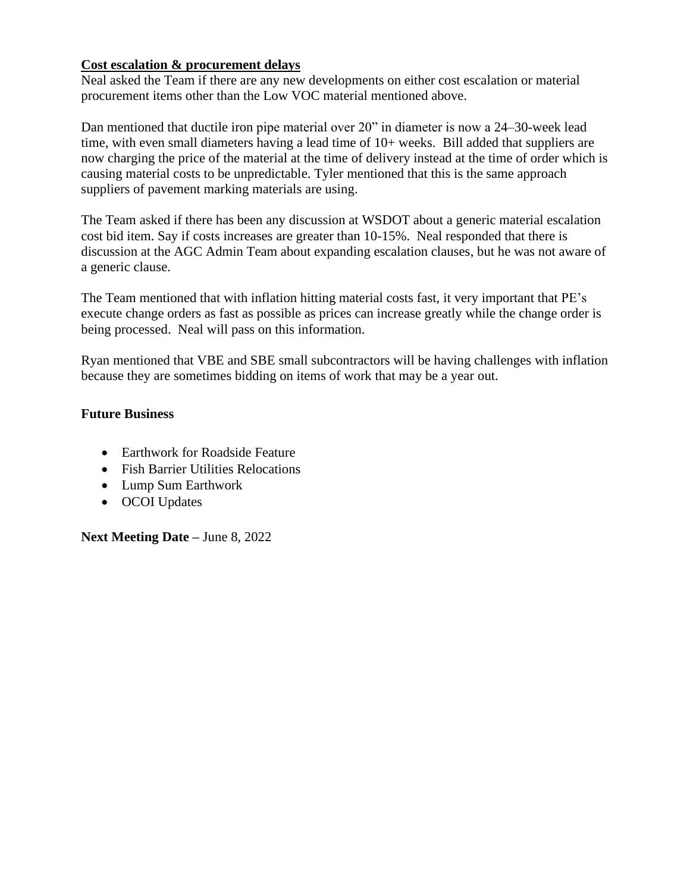**<u>Cost escalation & procurement delays</u>**

Neal asked the Team if there are any new developments on either cost escalation or material procurement items other than the Low VOC material mentioned above.

Dan mentioned that ductile iron pipe material over 20" in diameter is now a 24–30-week lead time, with even small diameters having a lead time of 10+ weeks. Bill added that suppliers are now charging the price of the material at the time of delivery instead at the time of order which is causing material costs to be unpredictable. Tyler mentioned that this is the same approach suppliers of pavement marking materials are using.

The Team asked if there has been any discussion at WSDOT about a generic material escalation cost bid item. Say if costs increases are greater than 10-15%. Neal responded that there is discussion at the AGC Admin Team about expanding escalation clauses, but he was not aware of a generic clause.

The Team mentioned that with inflation hitting material costs fast, it very important that PE's execute change orders as fast as possible as prices can increase greatly while the change order is being processed. Neal will pass on this information.

Ryan mentioned that VBE and SBE small subcontractors will be having challenges with inflation because they are sometimes bidding on items of work that may be a year out.

**Future Business**

- Earthwork for Roadside Feature
- Fish Barrier Utilities Relocations
- Lump Sum Earthwork
- OCOI Updates

**Next Meeting Date –** June 8, 2022